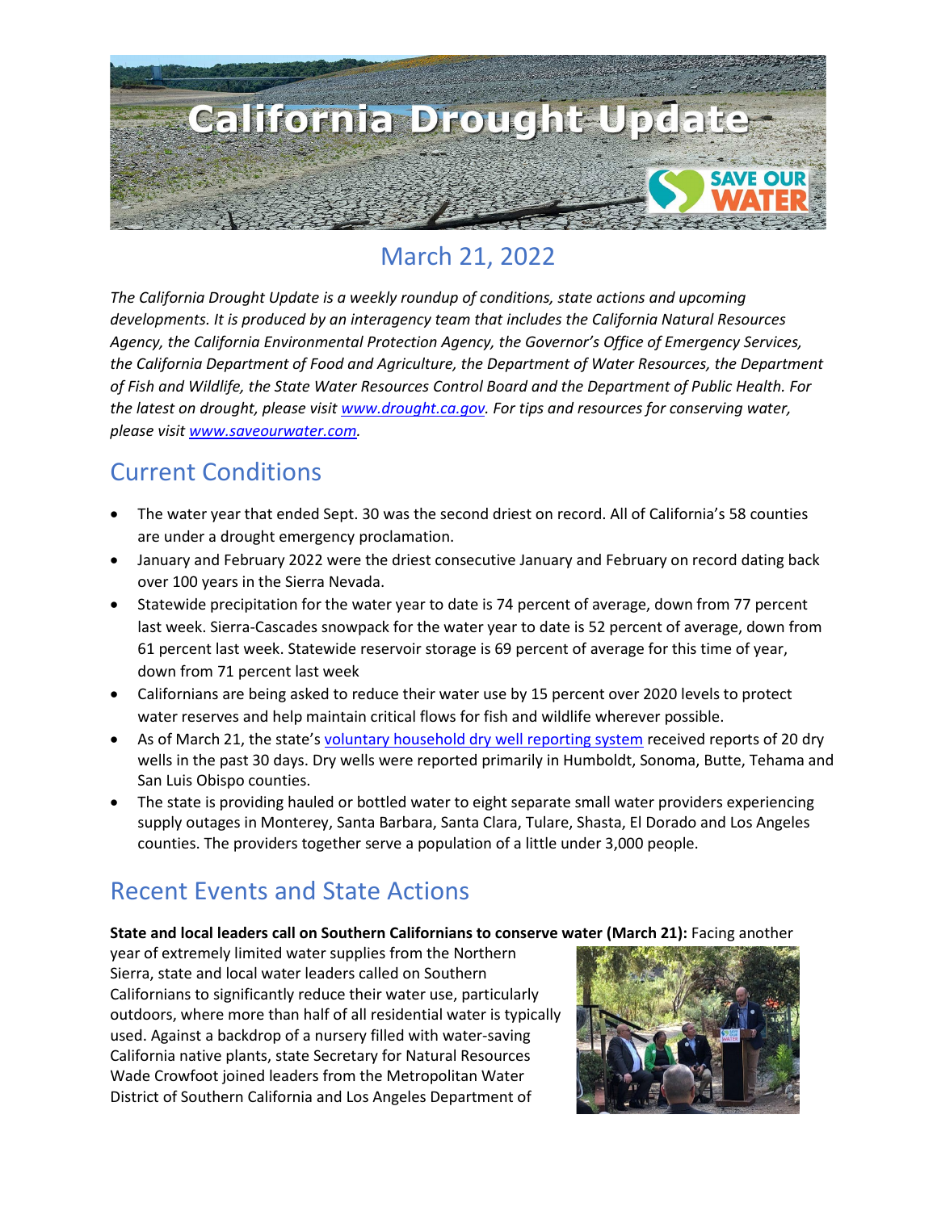# California Drought Update

## March 21, 2022

*The California Drought Update is a weekly roundup of conditions, state actions and upcoming developments. It is produced by an interagency team that includes the California Natural Resources Agency, the California Environmental Protection Agency, the Governor's Office of Emergency Services, the California Department of Food and Agriculture, the Department of Water Resources, the Department of Fish and Wildlife, the State Water Resources Control Board and the Department of Public Health. For the latest on drought, please visit [www.drought.ca.gov](www.drought.ca.gov). For tips and resources for conserving water, please visit [www.saveourwater.com](www.saveourwater.com).*

## Current Conditions

- The water year that ended Sept. 30 was the second driest on record. All of California's 58 counties are under a drought emergency proclamation.
- January and February 2022 were the driest consecutive January and February on record dating back over 100 years in the Sierra Nevada.
- Statewide precipitation for the water year to date is 74 percent of average, down from 77 percent last week. Sierra-Cascades snowpack for the water year to date is 52 percent of average, down from 61 percent last week. Statewide reservoir storage is 69 percent of average for this time of year, down from 71 percent last week
- Californians are being asked to reduce their water use by 15 percent over 2020 levels to protect water reserves and help maintain critical flows for fish and wildlife wherever possible.
- As of March 21, the state's voluntary household dry well reporting system received reports of 20 dry wells in the past 30 days. Dry wells were reported primarily in Humboldt, Sonoma, Butte, Tehama and San Luis Obispo counties.
- The state is providing hauled or bottled water to eight separate small water providers experiencing supply outages in Monterey, Santa Barbara, Santa Clara, Tulare, Shasta, El Dorado and Los Angeles counties. The providers together serve a population of a little under 3,000 people.

## Recent Events and State Actions

**State and local leaders call on Southern Californians to conserve water (March 21):** Facing another year of extremely limited water supplies from the Northern Sierra, state and local water leaders called on Southern Californians to significantly reduce their water use, particularly outdoors, where more than half of all residential water is typically used. Against a backdrop of a nursery filled with water-saving California native plants, state Secretary for Natural Resources Wade Crowfoot joined leaders from the Metropolitan Water District of Southern California and Los Angeles Department of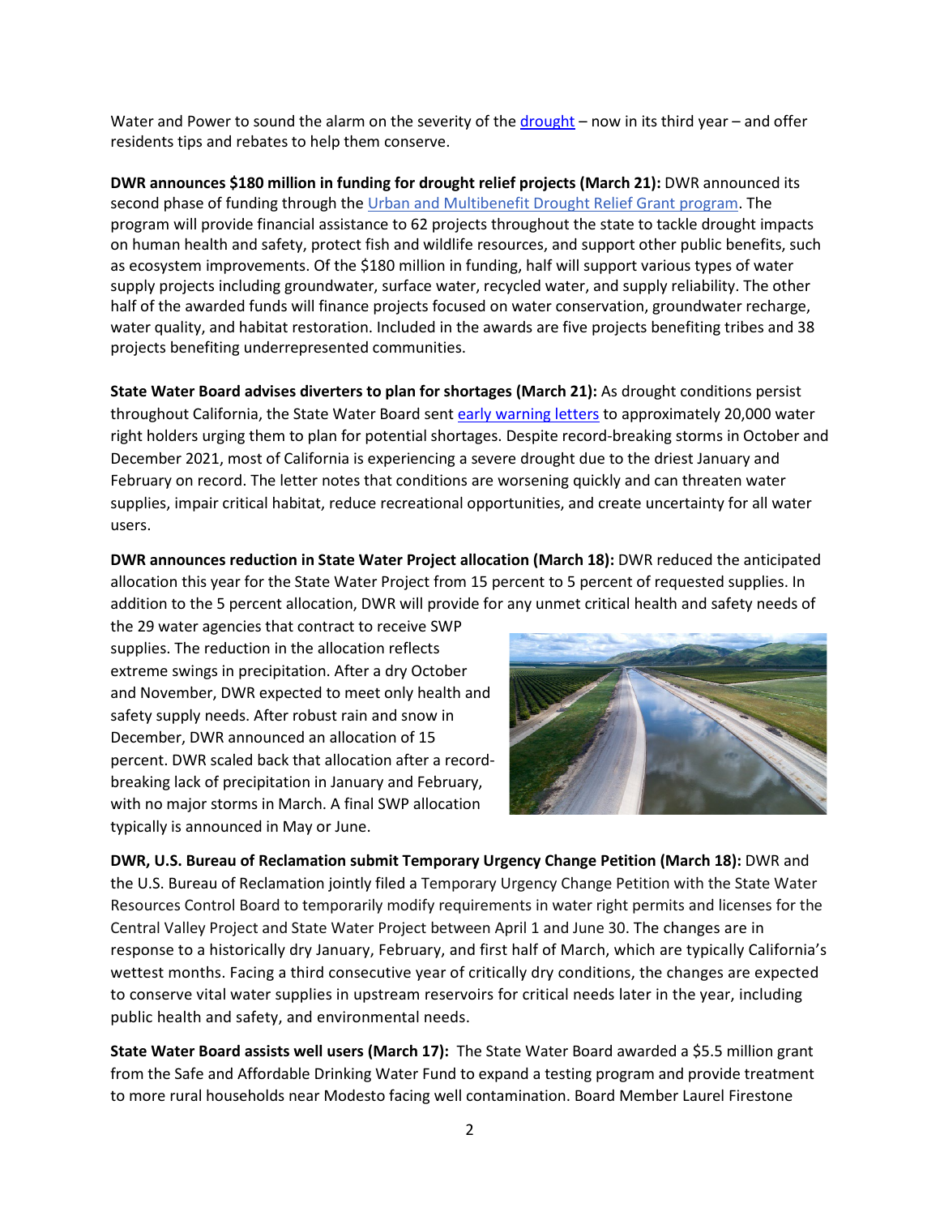Water and Power to sound the alarm on the severity of the drought – now in its third year – and offer residents tips and rebates to help them conserve.

**DWR announces $180 million in funding for drought relief projects (March 21):** DWR announced its second phase of funding through the Urban and Multibenefit Drought Relief Grant program. The program will provide financial assistance to 62 projects throughout the state to tackle drought impacts on human health and safety, protect fish and wildlife resources, and support other public benefits, such as ecosystem improvements. Of the $180 million in funding, half will support various types of water supply projects including groundwater, surface water, recycled water, and supply reliability. The other half of the awarded funds will finance projects focused on water conservation, groundwater recharge, water quality, and habitat restoration. Included in the awards are five projects benefiting tribes and 38 projects benefiting underrepresented communities.

**State Water Board advises diverters to plan for shortages (March 21):** As drought conditions persist throughout California, the State Water Board sent early warning letters to approximately 20,000 water right holders urging them to plan for potential shortages. Despite record-breaking storms in October and December 2021, most of California is experiencing a severe drought due to the driest January and February on record. The letter notes that conditions are worsening quickly and can threaten water supplies, impair critical habitat, reduce recreational opportunities, and create uncertainty for all water users.

**DWR announces reduction in State Water Project allocation (March 18):** DWR reduced the anticipated allocation this year for the State Water Project from 15 percent to 5 percent of requested supplies. In addition to the 5 percent allocation, DWR will provide for any unmet critical health and safety needs of the 29 water agencies that contract to receive SWP supplies. The reduction in the allocation reflects extreme swings in precipitation. After a dry October and November, DWR expected to meet only health and safety supply needs. After robust rain and snow in December, DWR announced an allocation of 15 percent. DWR scaled back that allocation after a record-breaking lack of precipitation in January and February, with no major storms in March. A final SWP allocation typically is announced in May or June.

**DWR, U.S. Bureau of Reclamation submit Temporary Urgency Change Petition (March 18):** DWR and the U.S. Bureau of Reclamation jointly filed a Temporary Urgency Change Petition with the State Water Resources Control Board to temporarily modify requirements in water right permits and licenses for the Central Valley Project and State Water Project between April 1 and June 30. The changes are in response to a historically dry January, February, and first half of March, which are typically California's wettest months. Facing a third consecutive year of critically dry conditions, the changes are expected to conserve vital water supplies in upstream reservoirs for critical needs later in the year, including public health and safety, and environmental needs.

**State Water Board assists well users (March 17):** The State Water Board awarded a $5.5 million grant from the Safe and Affordable Drinking Water Fund to expand a testing program and provide treatment to more rural households near Modesto facing well contamination. Board Member Laurel Firestone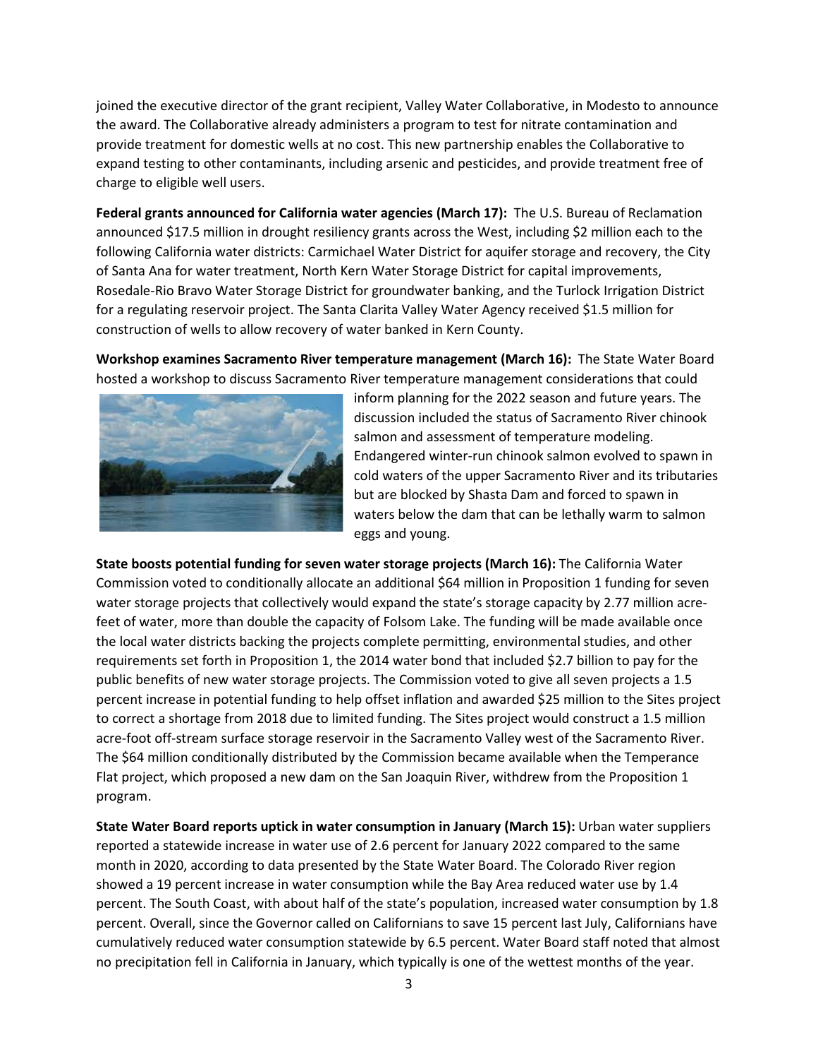joined the executive director of the grant recipient, Valley Water Collaborative, in Modesto to announce the award. The Collaborative already administers a program to test for nitrate contamination and provide treatment for domestic wells at no cost. This new partnership enables the Collaborative to expand testing to other contaminants, including arsenic and pesticides, and provide treatment free of charge to eligible well users.

**Federal grants announced for California water agencies (March 17):** The U.S. Bureau of Reclamation announced $17.5 million in drought resiliency grants across the West, including $2 million each to the following California water districts: Carmichael Water District for aquifer storage and recovery, the City of Santa Ana for water treatment, North Kern Water Storage District for capital improvements, Rosedale-Rio Bravo Water Storage District for groundwater banking, and the Turlock Irrigation District for a regulating reservoir project. The Santa Clarita Valley Water Agency received $1.5 million for construction of wells to allow recovery of water banked in Kern County.

**Workshop examines Sacramento River temperature management (March 16):** The State Water Board hosted a workshop to discuss Sacramento River temperature management considerations that could inform planning for the 2022 season and future years. The discussion included the status of Sacramento River chinook salmon and assessment of temperature modeling. Endangered winter-run chinook salmon evolved to spawn in cold waters of the upper Sacramento River and its tributaries but are blocked by Shasta Dam and forced to spawn in waters below the dam that can be lethally warm to salmon eggs and young.

**State boosts potential funding for seven water storage projects (March 16):** The California Water Commission voted to conditionally allocate an additional $64 million in Proposition 1 funding for seven water storage projects that collectively would expand the state's storage capacity by 2.77 million acre-feet of water, more than double the capacity of Folsom Lake. The funding will be made available once the local water districts backing the projects complete permitting, environmental studies, and other requirements set forth in Proposition 1, the 2014 water bond that included $2.7 billion to pay for the public benefits of new water storage projects. The Commission voted to give all seven projects a 1.5 percent increase in potential funding to help offset inflation and awarded $25 million to the Sites project to correct a shortage from 2018 due to limited funding. The Sites project would construct a 1.5 million acre-foot off-stream surface storage reservoir in the Sacramento Valley west of the Sacramento River. The $64 million conditionally distributed by the Commission became available when the Temperance Flat project, which proposed a new dam on the San Joaquin River, withdrew from the Proposition 1 program.

**State Water Board reports uptick in water consumption in January (March 15):** Urban water suppliers reported a statewide increase in water use of 2.6 percent for January 2022 compared to the same month in 2020, according to data presented by the State Water Board. The Colorado River region showed a 19 percent increase in water consumption while the Bay Area reduced water use by 1.4 percent. The South Coast, with about half of the state's population, increased water consumption by 1.8 percent. Overall, since the Governor called on Californians to save 15 percent last July, Californians have cumulatively reduced water consumption statewide by 6.5 percent. Water Board staff noted that almost no precipitation fell in California in January, which typically is one of the wettest months of the year.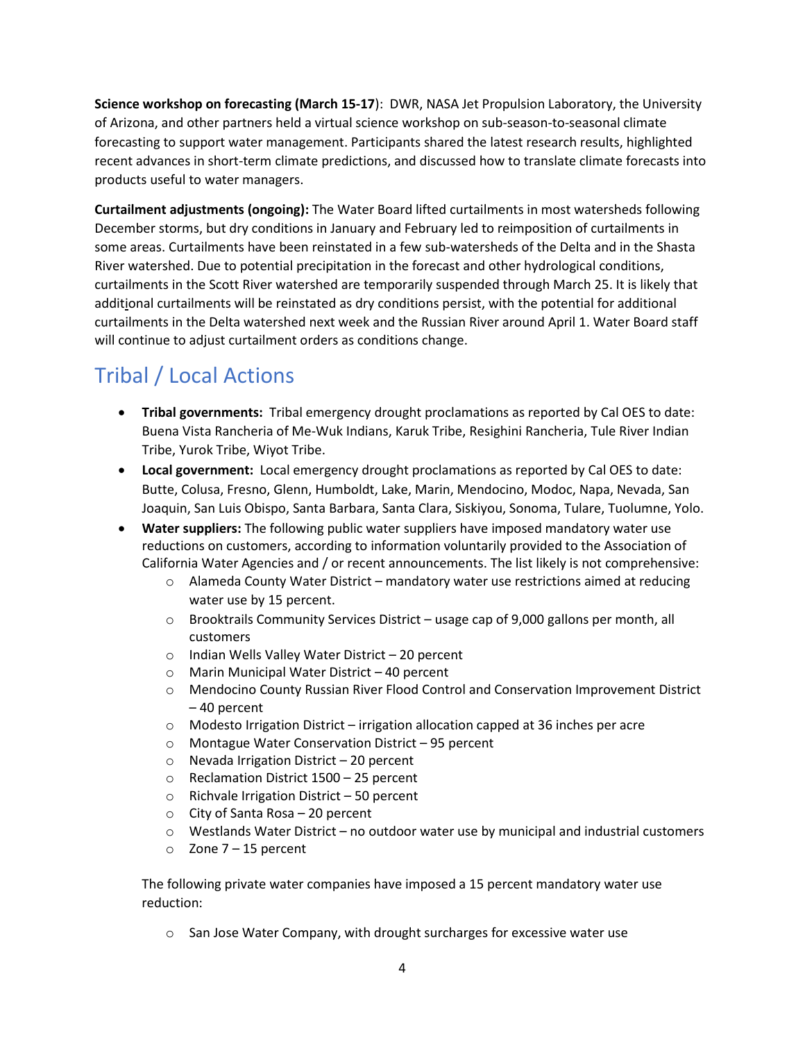**Science workshop on forecasting (March 15-17**): DWR, NASA Jet Propulsion Laboratory, the University of Arizona, and other partners held a virtual science workshop on sub-season-to-seasonal climate forecasting to support water management. Participants shared the latest research results, highlighted recent advances in short-term climate predictions, and discussed how to translate climate forecasts into products useful to water managers.

**Curtailment adjustments (ongoing):** The Water Board lifted curtailments in most watersheds following December storms, but dry conditions in January and February led to reimposition of curtailments in some areas. Curtailments have been reinstated in a few sub-watersheds of the Delta and in the Shasta River watershed. Due to potential precipitation in the forecast and other hydrological conditions, curtailments in the Scott River watershed are temporarily suspended through March 25. It is likely that additional curtailments will be reinstated as dry conditions persist, with the potential for additional curtailments in the Delta watershed next week and the Russian River around April 1. Water Board staff will continue to adjust curtailment orders as conditions change.

## Tribal / Local Actions

- **Tribal governments:** Tribal emergency drought proclamations as reported by Cal OES to date: Buena Vista Rancheria of Me-Wuk Indians, Karuk Tribe, Resighini Rancheria, Tule River Indian Tribe, Yurok Tribe, Wiyot Tribe.
- **Local government:** Local emergency drought proclamations as reported by Cal OES to date: Butte, Colusa, Fresno, Glenn, Humboldt, Lake, Marin, Mendocino, Modoc, Napa, Nevada, San Joaquin, San Luis Obispo, Santa Barbara, Santa Clara, Siskiyou, Sonoma, Tulare, Tuolumne, Yolo.
- **Water suppliers:** The following public water suppliers have imposed mandatory water use reductions on customers, according to information voluntarily provided to the Association of California Water Agencies and / or recent announcements. The list likely is not comprehensive:
  - Alameda County Water District – mandatory water use restrictions aimed at reducing water use by 15 percent.
  - Brooktrails Community Services District – usage cap of 9,000 gallons per month, all customers
  - Indian Wells Valley Water District – 20 percent
  - Marin Municipal Water District – 40 percent
  - Mendocino County Russian River Flood Control and Conservation Improvement District – 40 percent
  - Modesto Irrigation District – irrigation allocation capped at 36 inches per acre
  - Montague Water Conservation District – 95 percent
  - Nevada Irrigation District – 20 percent
  - Reclamation District 1500 – 25 percent
  - Richvale Irrigation District – 50 percent
  - City of Santa Rosa – 20 percent
  - Westlands Water District – no outdoor water use by municipal and industrial customers
  - Zone 7 – 15 percent

  The following private water companies have imposed a 15 percent mandatory water use reduction:

  - San Jose Water Company, with drought surcharges for excessive water use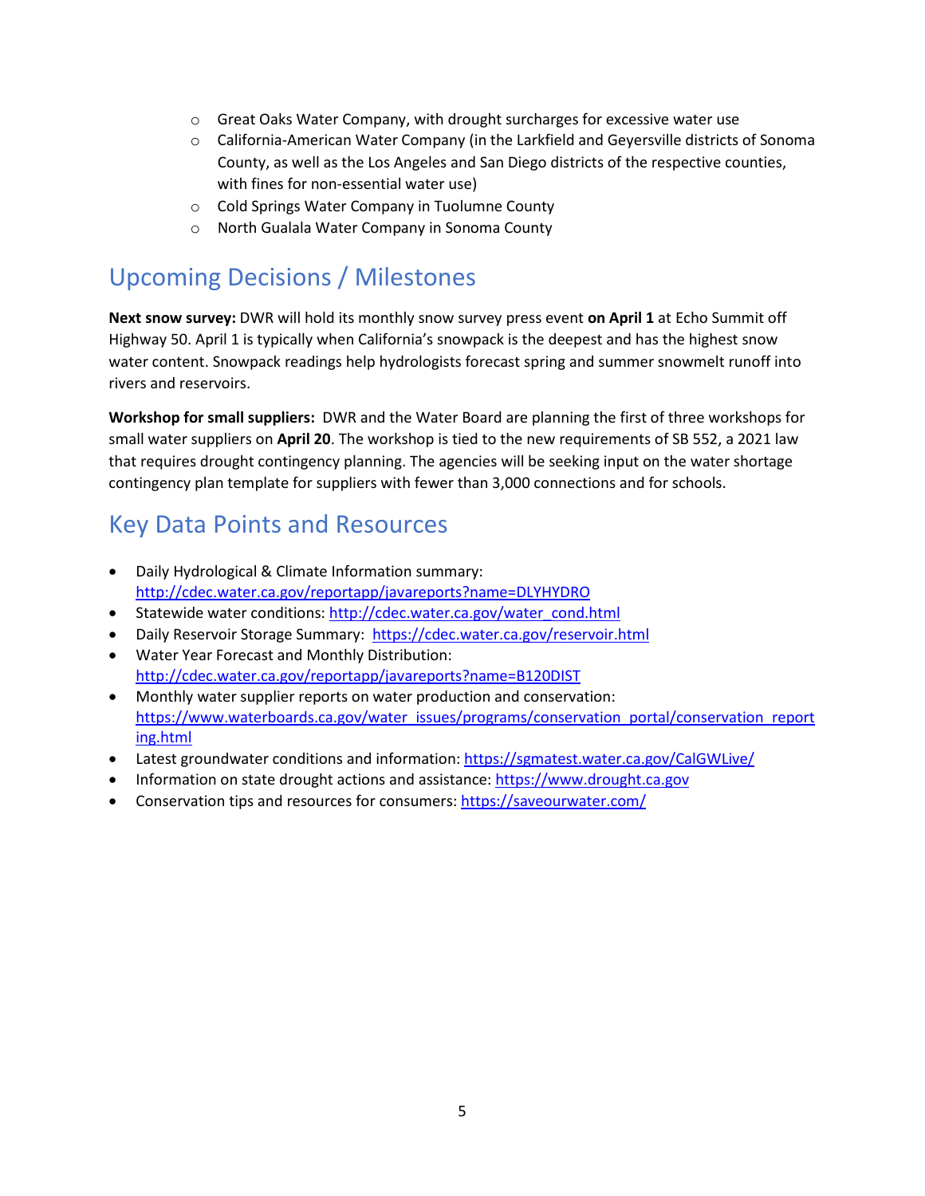- Great Oaks Water Company, with drought surcharges for excessive water use
- California-American Water Company (in the Larkfield and Geyersville districts of Sonoma County, as well as the Los Angeles and San Diego districts of the respective counties, with fines for non-essential water use)
- Cold Springs Water Company in Tuolumne County
- North Gualala Water Company in Sonoma County

## Upcoming Decisions / Milestones

**Next snow survey:** DWR will hold its monthly snow survey press event **on April 1** at Echo Summit off Highway 50. April 1 is typically when California's snowpack is the deepest and has the highest snow water content. Snowpack readings help hydrologists forecast spring and summer snowmelt runoff into rivers and reservoirs.

**Workshop for small suppliers:** DWR and the Water Board are planning the first of three workshops for small water suppliers on **April 20**. The workshop is tied to the new requirements of SB 552, a 2021 law that requires drought contingency planning. The agencies will be seeking input on the water shortage contingency plan template for suppliers with fewer than 3,000 connections and for schools.

## Key Data Points and Resources

- Daily Hydrological & Climate Information summary: http://cdec.water.ca.gov/reportapp/javareports?name=DLYHYDRO
- Statewide water conditions: http://cdec.water.ca.gov/water_cond.html
- Daily Reservoir Storage Summary: https://cdec.water.ca.gov/reservoir.html
- Water Year Forecast and Monthly Distribution: http://cdec.water.ca.gov/reportapp/javareports?name=B120DIST
- Monthly water supplier reports on water production and conservation: https://www.waterboards.ca.gov/water_issues/programs/conservation_portal/conservation_reporting.html
- Latest groundwater conditions and information: https://sgmatest.water.ca.gov/CalGWLive/
- Information on state drought actions and assistance: https://www.drought.ca.gov
- Conservation tips and resources for consumers: https://saveourwater.com/